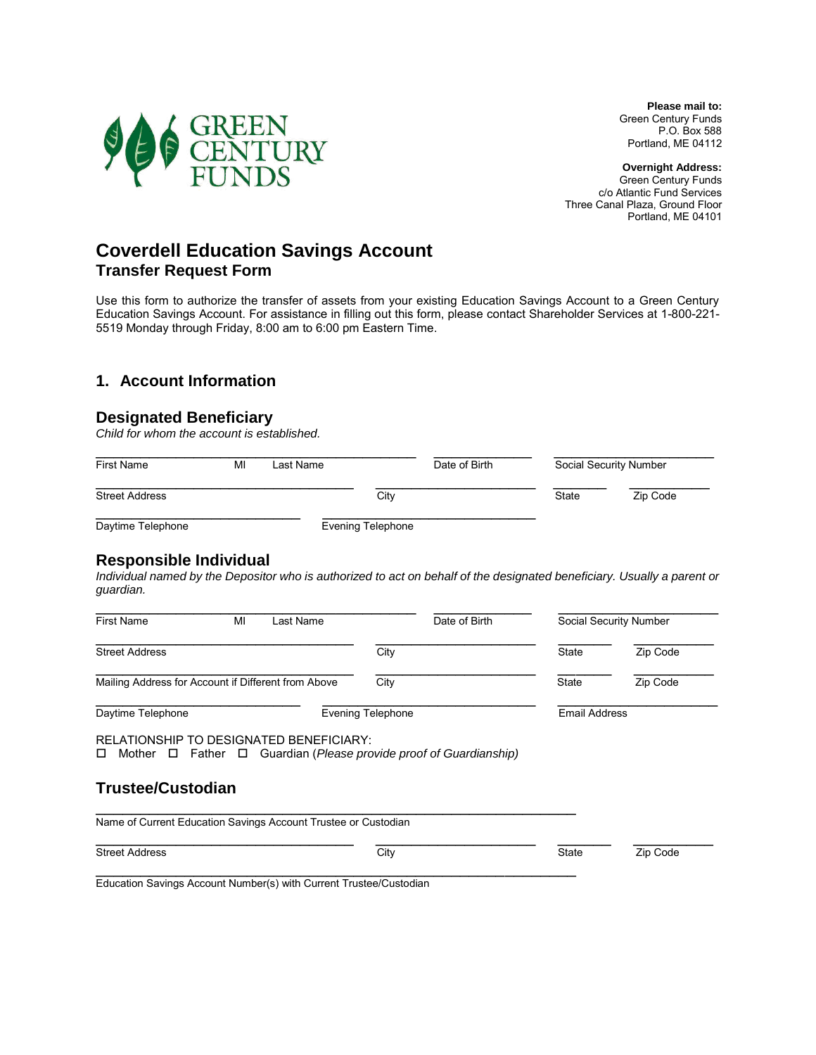GREEN CENTURY FUNDS

**Please mail to:**
Green Century Funds
P.O. Box 588
Portland, ME 04112

**Overnight Address:**
Green Century Funds
c/o Atlantic Fund Services
Three Canal Plaza, Ground Floor
Portland, ME 04101

# Coverdell Education Savings Account
## Transfer Request Form

Use this form to authorize the transfer of assets from your existing Education Savings Account to a Green Century Education Savings Account. For assistance in filling out this form, please contact Shareholder Services at 1-800-221-5519 Monday through Friday, 8:00 am to 6:00 pm Eastern Time.

## 1. Account Information

### Designated Beneficiary

*Child for whom the account is established.*

First Name ____ MI ____ Last Name ____ Date of Birth ____ Social Security Number ____

Street Address ____ City ____ State ____ Zip Code ____

Daytime Telephone ____ Evening Telephone ____

### Responsible Individual

*Individual named by the Depositor who is authorized to act on behalf of the designated beneficiary. Usually a parent or guardian.*

First Name ____ MI ____ Last Name ____ Date of Birth ____ Social Security Number ____

Street Address ____ City ____ State ____ Zip Code ____

Mailing Address for Account if Different from Above ____ City ____ State ____ Zip Code ____

Daytime Telephone ____ Evening Telephone ____ Email Address ____

RELATIONSHIP TO DESIGNATED BENEFICIARY:
☐ Mother ☐ Father ☐ Guardian (*Please provide proof of Guardianship*)

### Trustee/Custodian

Name of Current Education Savings Account Trustee or Custodian ____

Street Address ____ City ____ State ____ Zip Code ____

Education Savings Account Number(s) with Current Trustee/Custodian ____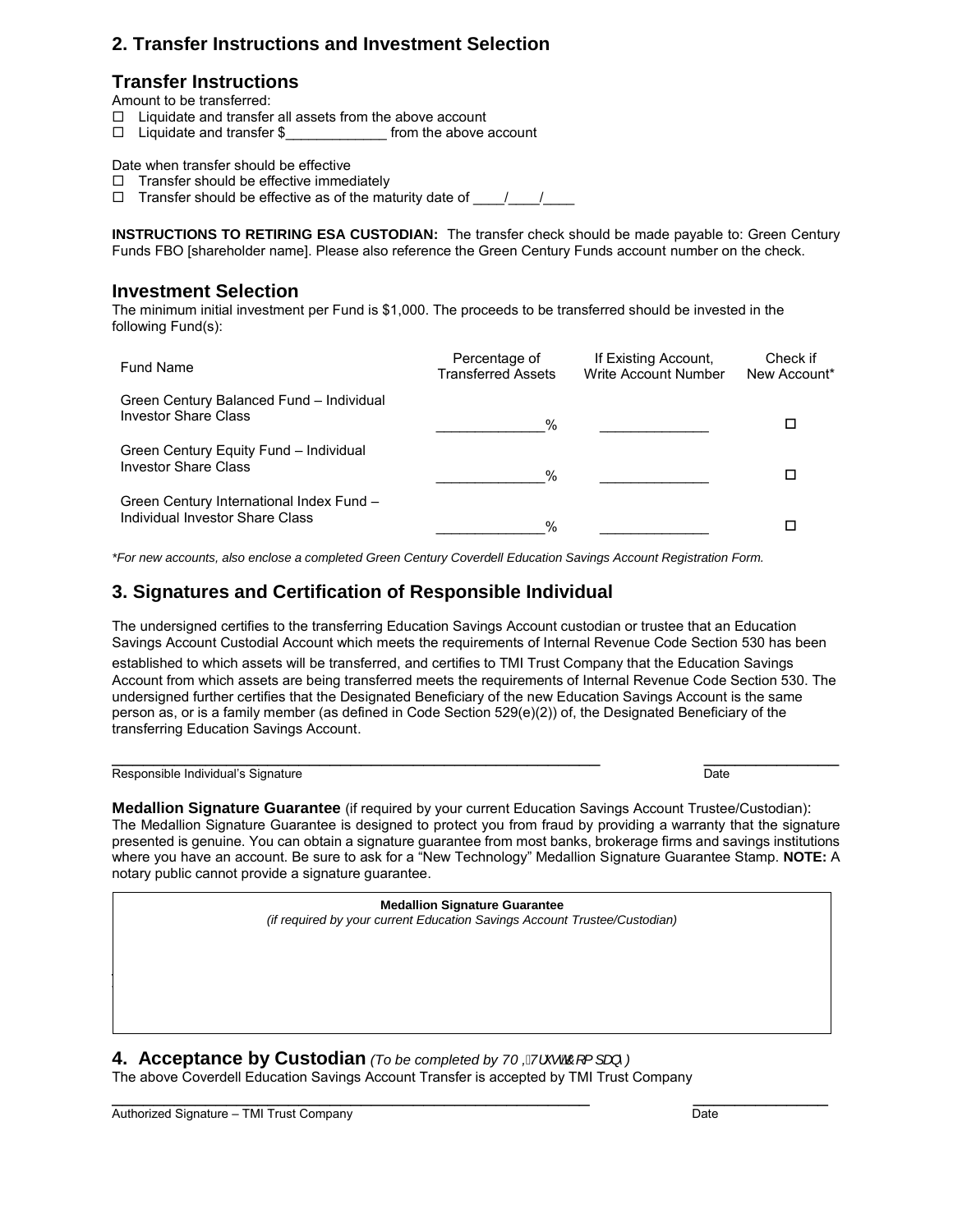## 2. Transfer Instructions and Investment Selection

### Transfer Instructions

Amount to be transferred:

☐ Liquidate and transfer all assets from the above account
☐ Liquidate and transfer $_____________ from the above account

Date when transfer should be effective

☐ Transfer should be effective immediately
☐ Transfer should be effective as of the maturity date of ____/____/____

**INSTRUCTIONS TO RETIRING ESA CUSTODIAN:** The transfer check should be made payable to: Green Century Funds FBO [shareholder name]. Please also reference the Green Century Funds account number on the check.

### Investment Selection

The minimum initial investment per Fund is $1,000. The proceeds to be transferred should be invested in the following Fund(s):

| Fund Name | Percentage of Transferred Assets | If Existing Account, Write Account Number | Check if New Account* |
|---|---|---|---|
| Green Century Balanced Fund – Individual Investor Share Class | _____________% | _____________ | ☐ |
| Green Century Equity Fund – Individual Investor Share Class | _____________% | _____________ | ☐ |
| Green Century International Index Fund – Individual Investor Share Class | _____________% | _____________ | ☐ |

*\*For new accounts, also enclose a completed Green Century Coverdell Education Savings Account Registration Form.*

## 3. Signatures and Certification of Responsible Individual

The undersigned certifies to the transferring Education Savings Account custodian or trustee that an Education Savings Account Custodial Account which meets the requirements of Internal Revenue Code Section 530 has been established to which assets will be transferred, and certifies to TMI Trust Company that the Education Savings Account from which assets are being transferred meets the requirements of Internal Revenue Code Section 530. The undersigned further certifies that the Designated Beneficiary of the new Education Savings Account is the same person as, or is a family member (as defined in Code Section 529(e)(2)) of, the Designated Beneficiary of the transferring Education Savings Account.

______________________________________________ ________________
Responsible Individual's Signature Date

**Medallion Signature Guarantee** (if required by your current Education Savings Account Trustee/Custodian): The Medallion Signature Guarantee is designed to protect you from fraud by providing a warranty that the signature presented is genuine. You can obtain a signature guarantee from most banks, brokerage firms and savings institutions where you have an account. Be sure to ask for a "New Technology" Medallion Signature Guarantee Stamp. **NOTE:** A notary public cannot provide a signature guarantee.

**Medallion Signature Guarantee**
*(if required by your current Education Savings Account Trustee/Custodian)*

## 4. Acceptance by Custodian *(To be completed by TMI Trust Company)*

The above Coverdell Education Savings Account Transfer is accepted by TMI Trust Company

______________________________________________ ________________
Authorized Signature – TMI Trust Company Date